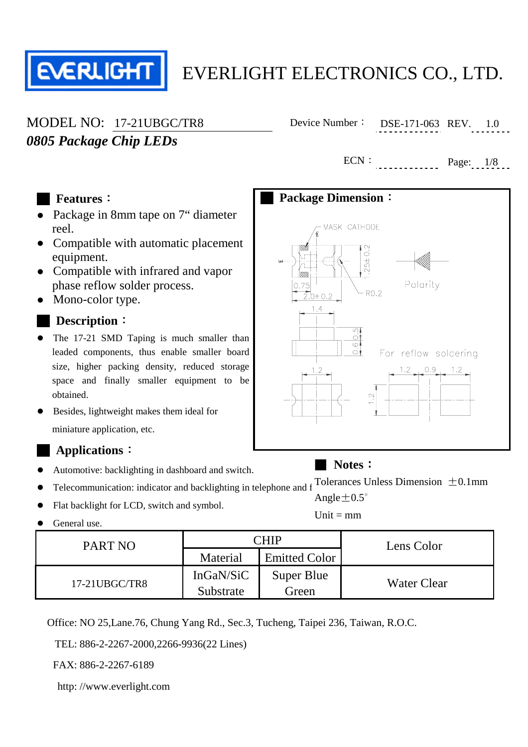EVERLIGHT

# EVERLIGHT ELECTRONICS CO., LTD.

MODEL NO: 17-21UBGC/TR8

*0805 Package Chip LEDs*

Device Number： DSE-171-063 REV. 1.0

ECN：

## Features：

- Package in 8mm tape on 7" diameter reel.
- Compatible with automatic placement equipment.
- Compatible with infrared and vapor phase reflow solder process.
- Mono-color type.

## Description：

- The 17-21 SMD Taping is much smaller than leaded components, thus enable smaller board size, higher packing density, reduced storage space and finally smaller equipment to be obtained.
- Besides, lightweight makes them ideal for miniature application, etc.

## Package Dimension：

MASK CATHODE

1.25±0.2

0.75

2.0±0.2

R0.2

Polarity

1.4

0.5

0.6

For reflow soldering

1.2

1.2

1.2 0.9 1.2

## Applications：

- Automotive: backlighting in dashboard and switch.
- Telecommunication: indicator and backlighting in telephone and f
- Flat backlight for LCD, switch and symbol.
- General use.

## Notes：

Tolerances Unless Dimension ±0.1mm

Angle±0.5°

Unit = mm

| PART NO | CHIP | | Lens Color |
|---|---|---|---|
| | Material | Emitted Color | |
| 17-21UBGC/TR8 | InGaN/SiC Substrate | Super Blue Green | Water Clear |

Office: NO 25,Lane.76, Chung Yang Rd., Sec.3, Tucheng, Taipei 236, Taiwan, R.O.C.

TEL: 886-2-2267-2000,2266-9936(22 Lines)

FAX: 886-2-2267-6189

http: //www.everlight.com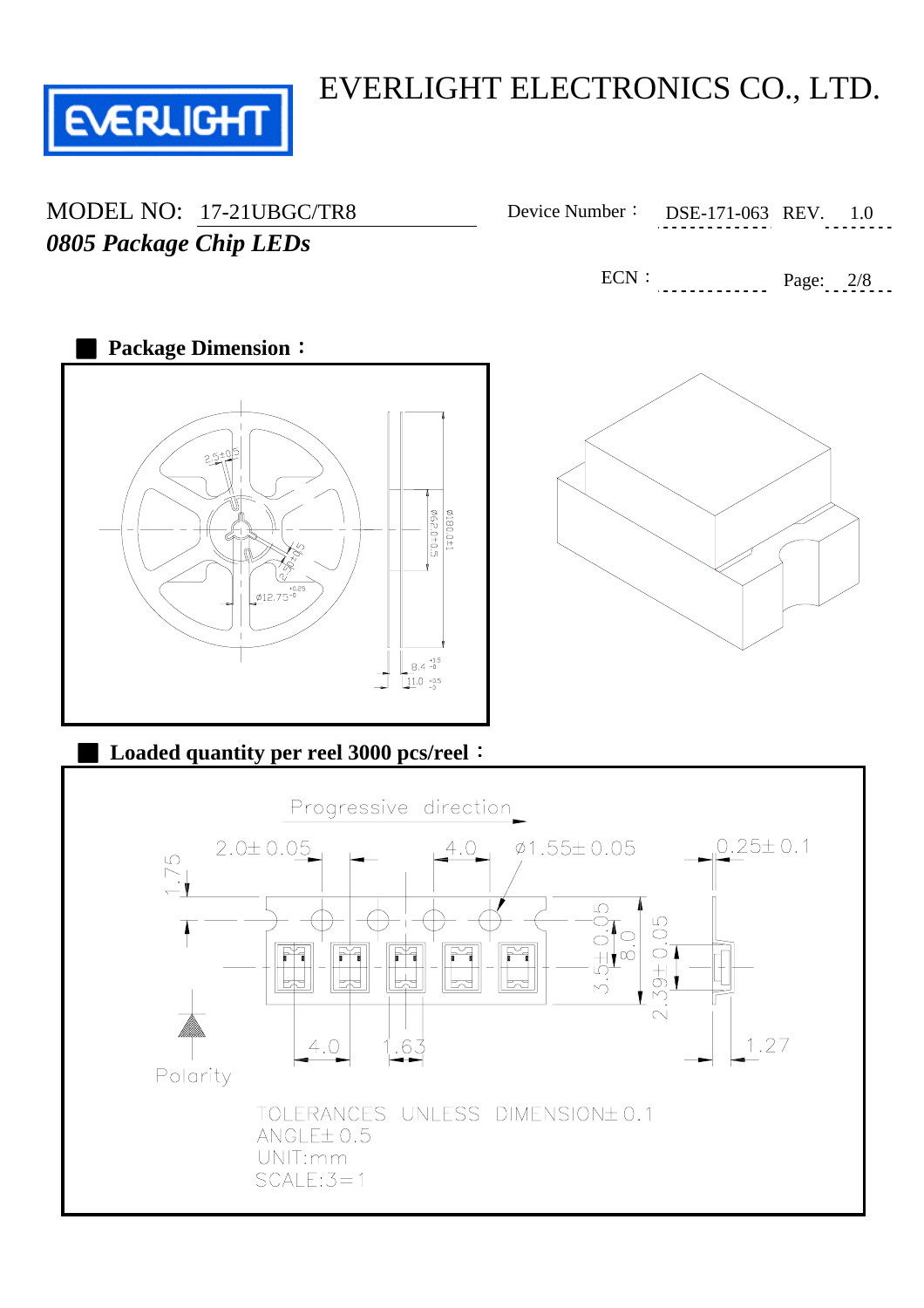EVERLIGHT ELECTRONICS CO., LTD.

MODEL NO: 17-21UBGC/TR8

***0805 Package Chip LEDs***

Device Number： DSE-171-063 REV. 1.0

ECN：

## Package Dimension：

## Loaded quantity per reel 3000 pcs/reel：

Progressive direction

TOLERANCES UNLESS DIMENSION± 0.1

ANGLE± 0.5

UNIT:mm

SCALE:3=1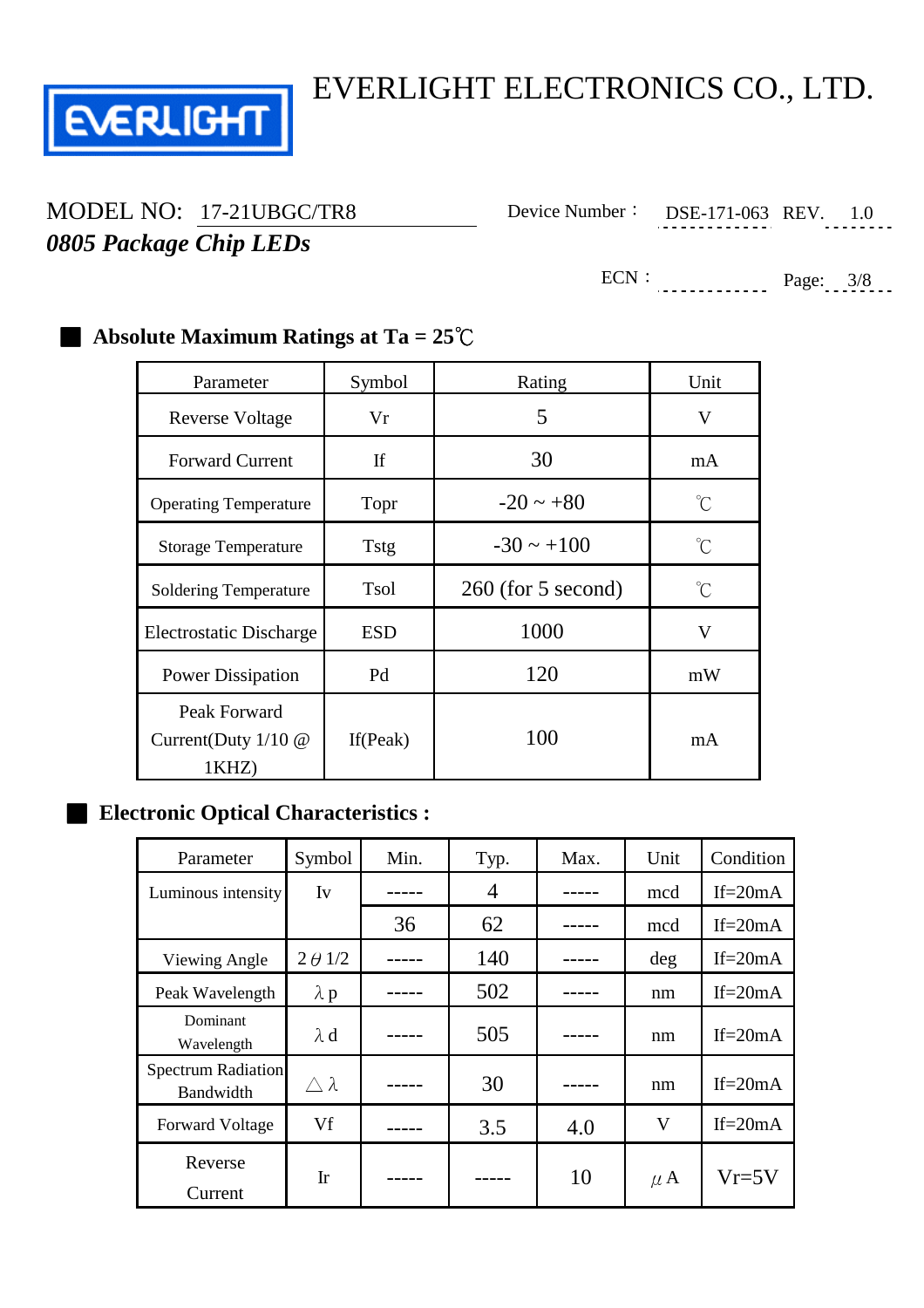# EVERLIGHT ELECTRONICS CO., LTD.

MODEL NO: 17-21UBGC/TR8

***0805 Package Chip LEDs***

Device Number： DSE-171-063 REV. 1.0

ECN：

## ■ Absolute Maximum Ratings at Ta = 25℃

| Parameter | Symbol | Rating | Unit |
|---|---|---|---|
| Reverse Voltage | Vr | 5 | V |
| Forward Current | If | 30 | mA |
| Operating Temperature | Topr | -20 ~ +80 | ℃ |
| Storage Temperature | Tstg | -30 ~ +100 | ℃ |
| Soldering Temperature | Tsol | 260 (for 5 second) | ℃ |
| Electrostatic Discharge | ESD | 1000 | V |
| Power Dissipation | Pd | 120 | mW |
| Peak Forward Current(Duty 1/10 @ 1KHZ) | If(Peak) | 100 | mA |

## ■ Electronic Optical Characteristics :

| Parameter | Symbol | Min. | Typ. | Max. | Unit | Condition |
|---|---|---|---|---|---|---|
| Luminous intensity | Iv | ----- | 4 | ----- | mcd | If=20mA |
| | | 36 | 62 | ----- | mcd | If=20mA |
| Viewing Angle | $2\theta 1/2$ | ----- | 140 | ----- | deg | If=20mA |
| Peak Wavelength | $\lambda p$ | ----- | 502 | ----- | nm | If=20mA |
| Dominant Wavelength | $\lambda d$ | ----- | 505 | ----- | nm | If=20mA |
| Spectrum Radiation Bandwidth | $\triangle\lambda$ | ----- | 30 | ----- | nm | If=20mA |
| Forward Voltage | Vf | ----- | 3.5 | 4.0 | V | If=20mA |
| Reverse Current | Ir | ----- | ----- | 10 | $\mu A$ | Vr=5V |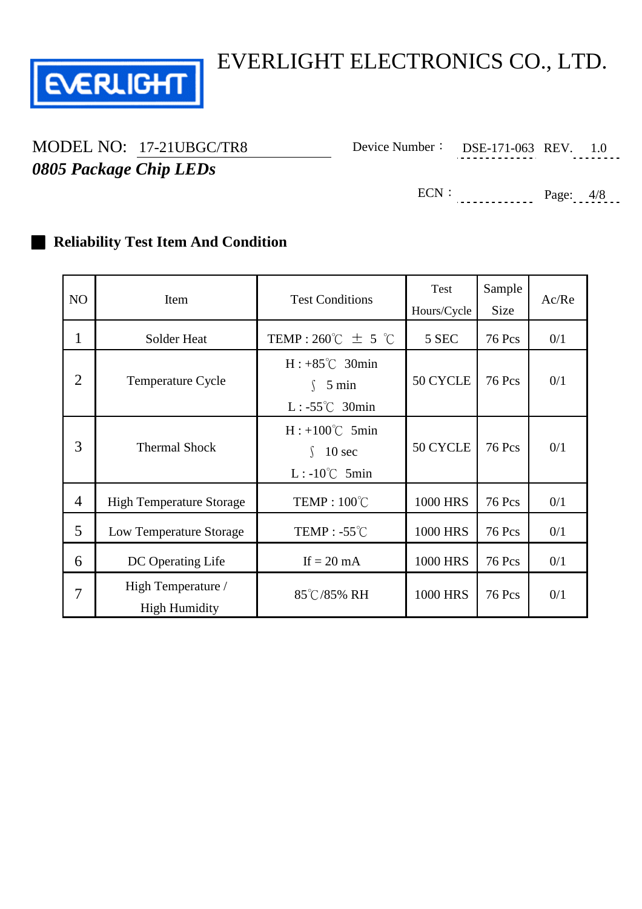EVERLIGHT ELECTRONICS CO., LTD.

MODEL NO: 17-21UBGC/TR8

Device Number： DSE-171-063 REV. 1.0

***0805 Package Chip LEDs***

ECN：

## Reliability Test Item And Condition

| NO | Item | Test Conditions | Test Hours/Cycle | Sample Size | Ac/Re |
|---|---|---|---|---|---|
| 1 | Solder Heat | TEMP : 260℃ ± 5 ℃ | 5 SEC | 76 Pcs | 0/1 |
| 2 | Temperature Cycle | H : +85℃ 30min ∫ 5 min L : -55℃ 30min | 50 CYCLE | 76 Pcs | 0/1 |
| 3 | Thermal Shock | H : +100℃ 5min ∫ 10 sec L : -10℃ 5min | 50 CYCLE | 76 Pcs | 0/1 |
| 4 | High Temperature Storage | TEMP : 100℃ | 1000 HRS | 76 Pcs | 0/1 |
| 5 | Low Temperature Storage | TEMP : -55℃ | 1000 HRS | 76 Pcs | 0/1 |
| 6 | DC Operating Life | If = 20 mA | 1000 HRS | 76 Pcs | 0/1 |
| 7 | High Temperature / High Humidity | 85℃/85% RH | 1000 HRS | 76 Pcs | 0/1 |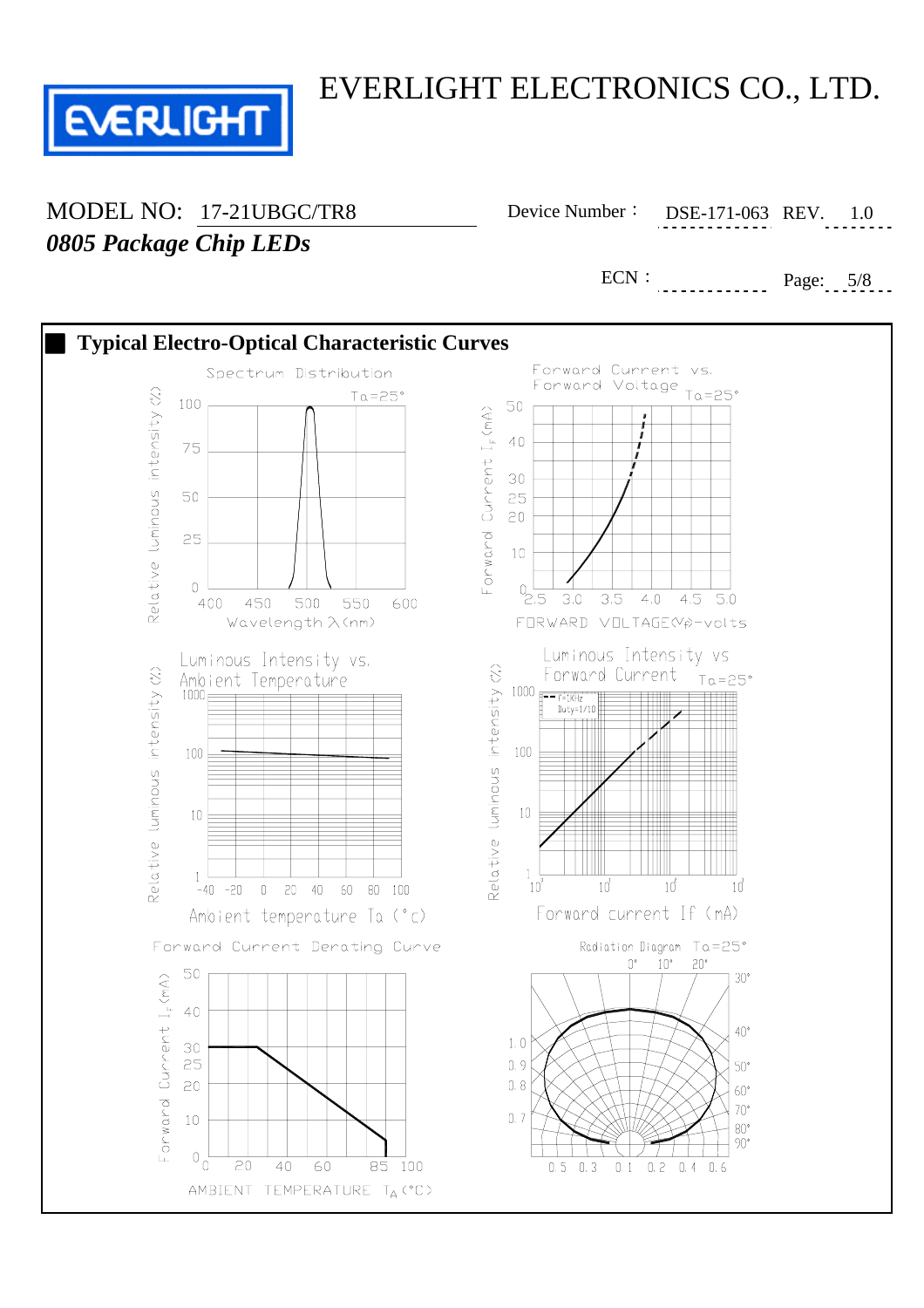MODEL NO: 17-21UBGC/TR8

Device Number： DSE-171-063 REV. 1.0

***0805 Package Chip LEDs***

ECN：

## Typical Electro-Optical Characteristic Curves

Spectrum Distribution

Ta=25°

Relative luminous intensity (%)

Wavelength λ(nm)

Forward Current vs. Forward Voltage

Ta=25°

Forward Current $I_F$(mA)

FORWARD VOLTAGE($V_F$)-volts

Luminous Intensity vs. Ambient Temperature

Relative luminous intensity (%)

Ambient temperature Ta (°C)

Luminous Intensity vs Forward Current

Ta=25°

f=1KHz Duty=1/10

Relative luminous intensity (%)

Forward current If (mA)

Forward Current Derating Curve

Forward Current $I_F$(mA)

AMBIENT TEMPERATURE $T_A$ (°C)

Radiation Diagram Ta=25°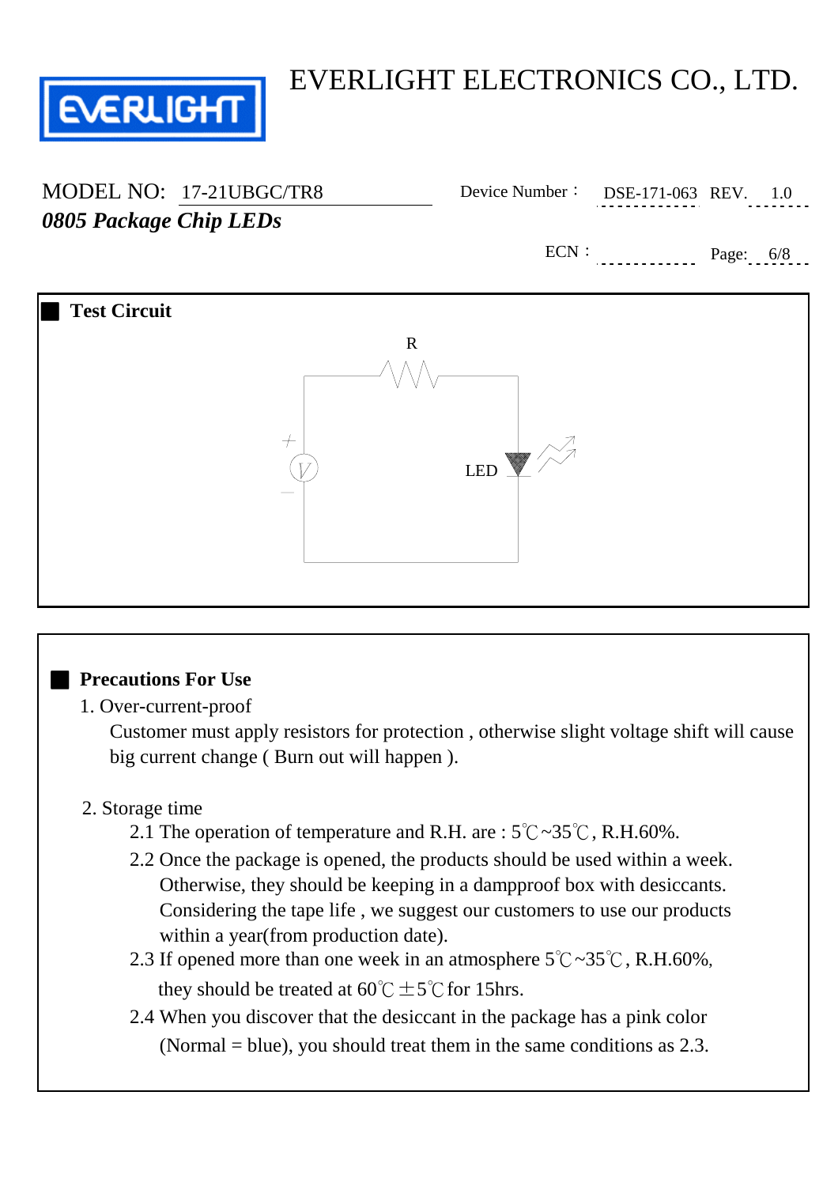EVERLIGHT ELECTRONICS CO., LTD.

MODEL NO: 17-21UBGC/TR8

Device Number： DSE-171-063 REV. 1.0

***0805 Package Chip LEDs***

ECN：

## Test Circuit

R

LED

## Precautions For Use

1. Over-current-proof

   Customer must apply resistors for protection , otherwise slight voltage shift will cause big current change ( Burn out will happen ).

2. Storage time

   2.1 The operation of temperature and R.H. are : 5℃~35℃, R.H.60%.

   2.2 Once the package is opened, the products should be used within a week. Otherwise, they should be keeping in a dampproof box with desiccants. Considering the tape life , we suggest our customers to use our products within a year(from production date).

   2.3 If opened more than one week in an atmosphere 5℃~35℃, R.H.60%, they should be treated at 60℃ ±5℃ for 15hrs.

   2.4 When you discover that the desiccant in the package has a pink color (Normal = blue), you should treat them in the same conditions as 2.3.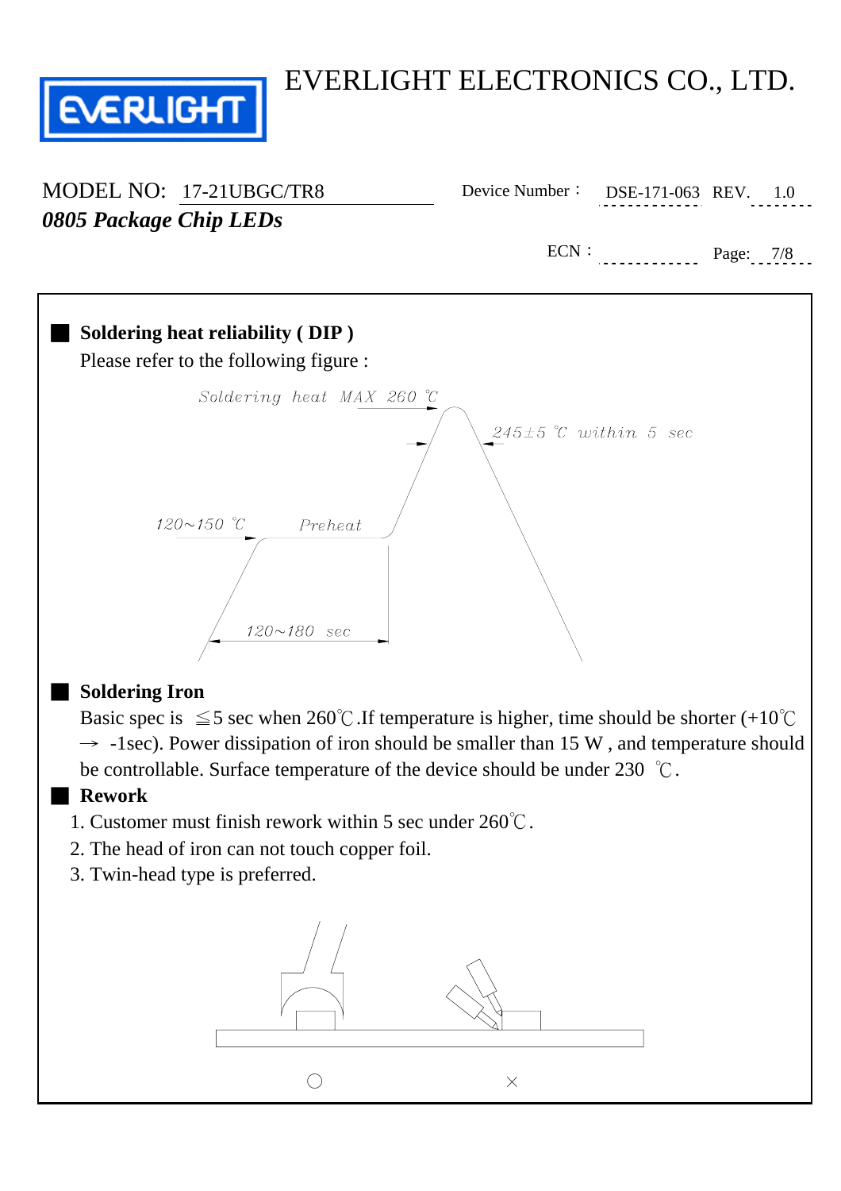EVERLIGHT ELECTRONICS CO., LTD.

MODEL NO: 17-21UBGC/TR8

Device Number： DSE-171-063 REV. 1.0

***0805 Package Chip LEDs***

ECN：

## Soldering heat reliability ( DIP )

Please refer to the following figure :

Soldering heat MAX 260 ℃

245±5 ℃ within 5 sec

120~150 ℃ Preheat

120~180 sec

## Soldering Iron

Basic spec is ≦5 sec when 260℃.If temperature is higher, time should be shorter (+10℃ → -1sec). Power dissipation of iron should be smaller than 15 W , and temperature should be controllable. Surface temperature of the device should be under 230 ℃.

## Rework

1. Customer must finish rework within 5 sec under 260℃.
2. The head of iron can not touch copper foil.
3. Twin-head type is preferred.

○ ×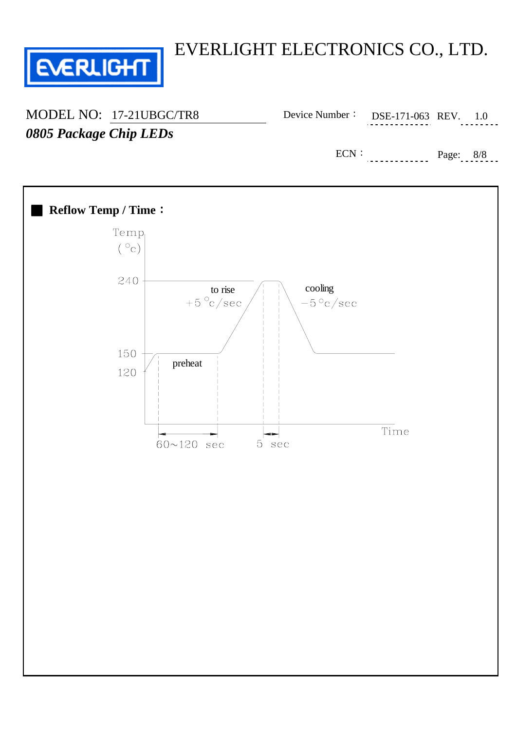EVERLIGHT ELECTRONICS CO., LTD.

MODEL NO: 17-21UBGC/TR8

Device Number: DSE-171-063 REV. 1.0

***0805 Package Chip LEDs***

ECN:

■ **Reflow Temp / Time:**

Temp (°c)

240

150

120

to rise +5 °c/sec

cooling −5 °c/sec

preheat

Time

60~120 sec

5 sec